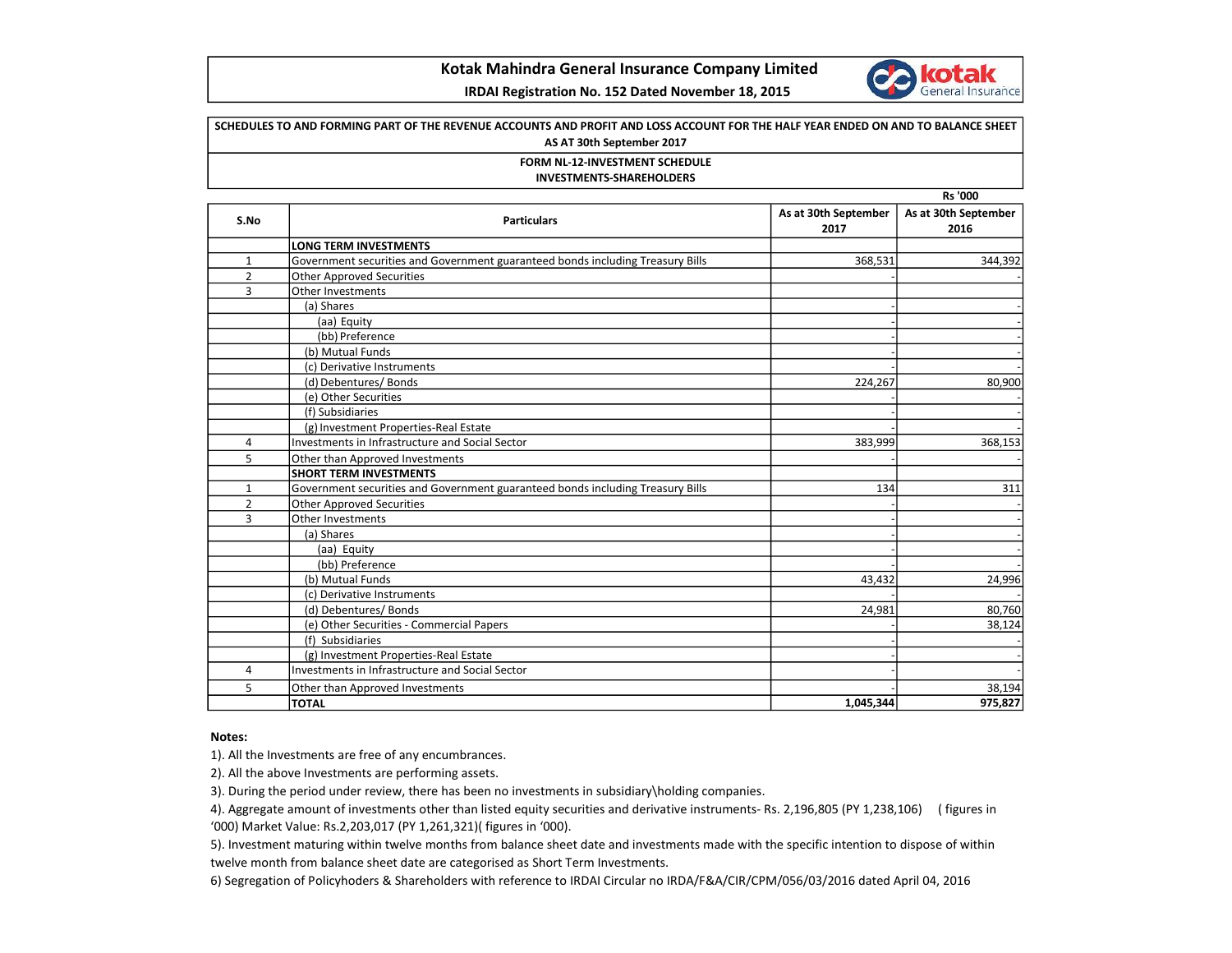# Kotak Mahindra General Insurance Company Limited

**IRDAI Registration No. 152 Dated November 18, 2015**

**SCHEDULES TO AND FORMING PART OF THE REVENUE ACCOUNTS AND PROFIT AND LOSS ACCOUNT FOR THE HALF YEAR ENDED ON AND TO BALANCE SHEET AS AT 30th September 2017**

**FORM NL-12-INVESTMENT SCHEDULE**

**INVESTMENTS-SHAREHOLDERS**

Rs '000

| S.No | Particulars | As at 30th September 2017 | As at 30th September 2016 |
|---|---|---|---|
| | **LONG TERM INVESTMENTS** | | |
| 1 | Government securities and Government guaranteed bonds including Treasury Bills | 368,531 | 344,392 |
| 2 | Other Approved Securities | - | - |
| 3 | Other Investments | | |
| | (a) Shares | - | - |
| | (aa) Equity | - | - |
| | (bb) Preference | - | - |
| | (b) Mutual Funds | - | - |
| | (c) Derivative Instruments | - | - |
| | (d) Debentures/ Bonds | 224,267 | 80,900 |
| | (e) Other Securities | - | - |
| | (f) Subsidiaries | - | - |
| | (g) Investment Properties-Real Estate | - | - |
| 4 | Investments in Infrastructure and Social Sector | 383,999 | 368,153 |
| 5 | Other than Approved Investments | - | - |
| | **SHORT TERM INVESTMENTS** | | |
| 1 | Government securities and Government guaranteed bonds including Treasury Bills | 134 | 311 |
| 2 | Other Approved Securities | - | - |
| 3 | Other Investments | - | - |
| | (a) Shares | - | - |
| | (aa) Equity | - | - |
| | (bb) Preference | - | - |
| | (b) Mutual Funds | 43,432 | 24,996 |
| | (c) Derivative Instruments | - | - |
| | (d) Debentures/ Bonds | 24,981 | 80,760 |
| | (e) Other Securities - Commercial Papers | - | 38,124 |
| | (f) Subsidiaries | - | - |
| | (g) Investment Properties-Real Estate | - | - |
| 4 | Investments in Infrastructure and Social Sector | - | - |
| 5 | Other than Approved Investments | - | 38,194 |
| | **TOTAL** | **1,045,344** | **975,827** |

**Notes:**

1). All the Investments are free of any encumbrances.

2). All the above Investments are performing assets.

3). During the period under review, there has been no investments in subsidiary\holding companies.

4). Aggregate amount of investments other than listed equity securities and derivative instruments- Rs. 2,196,805 (PY 1,238,106) ( figures in '000) Market Value: Rs.2,203,017 (PY 1,261,321)( figures in '000).

5). Investment maturing within twelve months from balance sheet date and investments made with the specific intention to dispose of within twelve month from balance sheet date are categorised as Short Term Investments.

6) Segregation of Policyhoders & Shareholders with reference to IRDAI Circular no IRDA/F&A/CIR/CPM/056/03/2016 dated April 04, 2016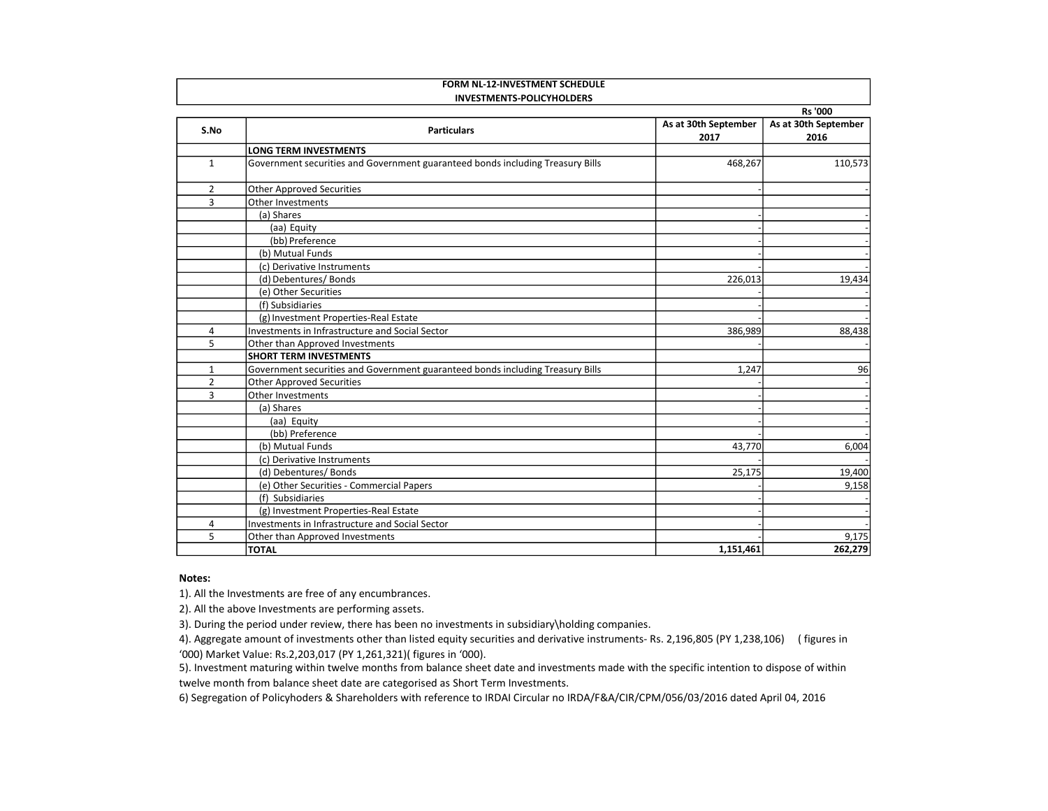**FORM NL-12-INVESTMENT SCHEDULE**

**INVESTMENTS-POLICYHOLDERS**

Rs '000

| S.No | Particulars | As at 30th September 2017 | As at 30th September 2016 |
|---|---|---|---|
| | **LONG TERM INVESTMENTS** | | |
| 1 | Government securities and Government guaranteed bonds including Treasury Bills | 468,267 | 110,573 |
| 2 | Other Approved Securities | - | - |
| 3 | Other Investments | | |
| | (a) Shares | - | - |
| | (aa) Equity | - | - |
| | (bb) Preference | - | - |
| | (b) Mutual Funds | - | - |
| | (c) Derivative Instruments | - | - |
| | (d) Debentures/ Bonds | 226,013 | 19,434 |
| | (e) Other Securities | - | - |
| | (f) Subsidiaries | - | - |
| | (g) Investment Properties-Real Estate | - | - |
| 4 | Investments in Infrastructure and Social Sector | 386,989 | 88,438 |
| 5 | Other than Approved Investments | - | - |
| | **SHORT TERM INVESTMENTS** | | |
| 1 | Government securities and Government guaranteed bonds including Treasury Bills | 1,247 | 96 |
| 2 | Other Approved Securities | - | - |
| 3 | Other Investments | - | - |
| | (a) Shares | - | - |
| | (aa) Equity | - | - |
| | (bb) Preference | - | - |
| | (b) Mutual Funds | 43,770 | 6,004 |
| | (c) Derivative Instruments | - | - |
| | (d) Debentures/ Bonds | 25,175 | 19,400 |
| | (e) Other Securities - Commercial Papers | - | 9,158 |
| | (f) Subsidiaries | - | - |
| | (g) Investment Properties-Real Estate | - | - |
| 4 | Investments in Infrastructure and Social Sector | - | - |
| 5 | Other than Approved Investments | - | 9,175 |
| | **TOTAL** | **1,151,461** | **262,279** |

**Notes:**

1). All the Investments are free of any encumbrances.

2). All the above Investments are performing assets.

3). During the period under review, there has been no investments in subsidiary\holding companies.

4). Aggregate amount of investments other than listed equity securities and derivative instruments- Rs. 2,196,805 (PY 1,238,106) ( figures in '000) Market Value: Rs.2,203,017 (PY 1,261,321)( figures in '000).

5). Investment maturing within twelve months from balance sheet date and investments made with the specific intention to dispose of within twelve month from balance sheet date are categorised as Short Term Investments.

6) Segregation of Policyhoders & Shareholders with reference to IRDAI Circular no IRDA/F&A/CIR/CPM/056/03/2016 dated April 04, 2016